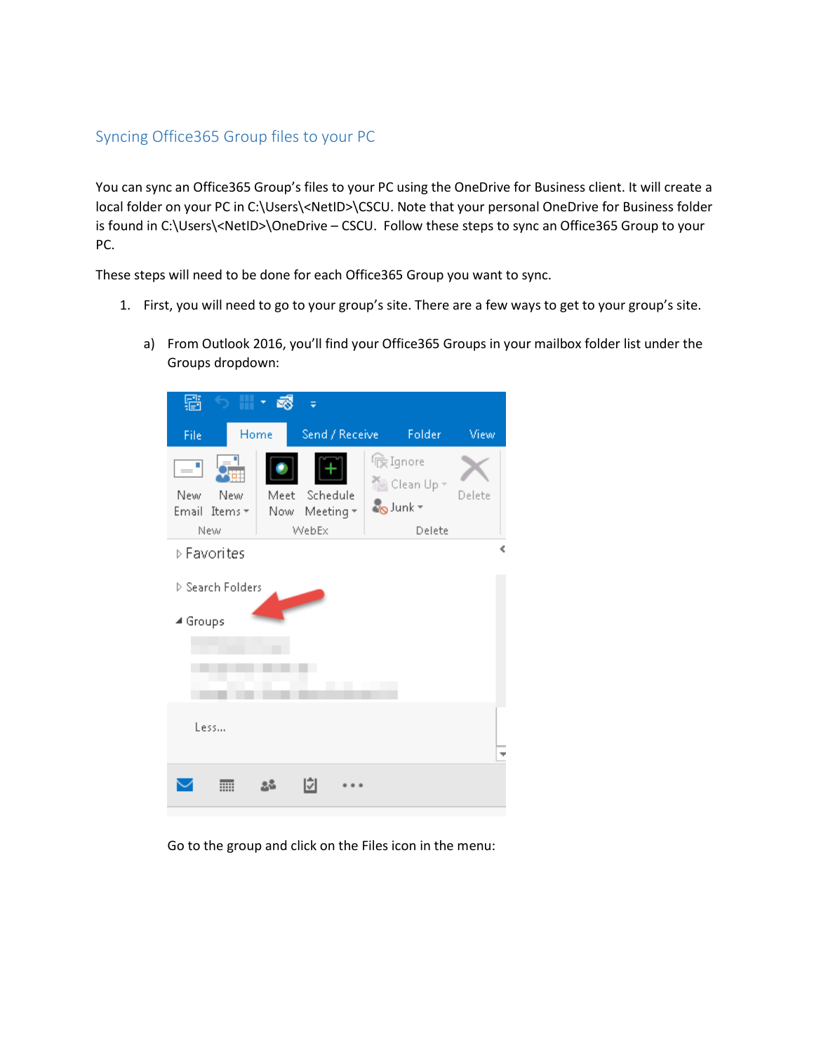## Syncing Office365 Group files to your PC

You can sync an Office365 Group's files to your PC using the OneDrive for Business client. It will create a local folder on your PC in C:\Users\<NetID>\CSCU. Note that your personal OneDrive for Business folder is found in C:\Users\<NetID>\OneDrive – CSCU. Follow these steps to sync an Office365 Group to your PC.

These steps will need to be done for each Office365 Group you want to sync.

1. First, you will need to go to your group's site. There are a few ways to get to your group's site.

   a) From Outlook 2016, you'll find your Office365 Groups in your mailbox folder list under the Groups dropdown:

   Go to the group and click on the Files icon in the menu: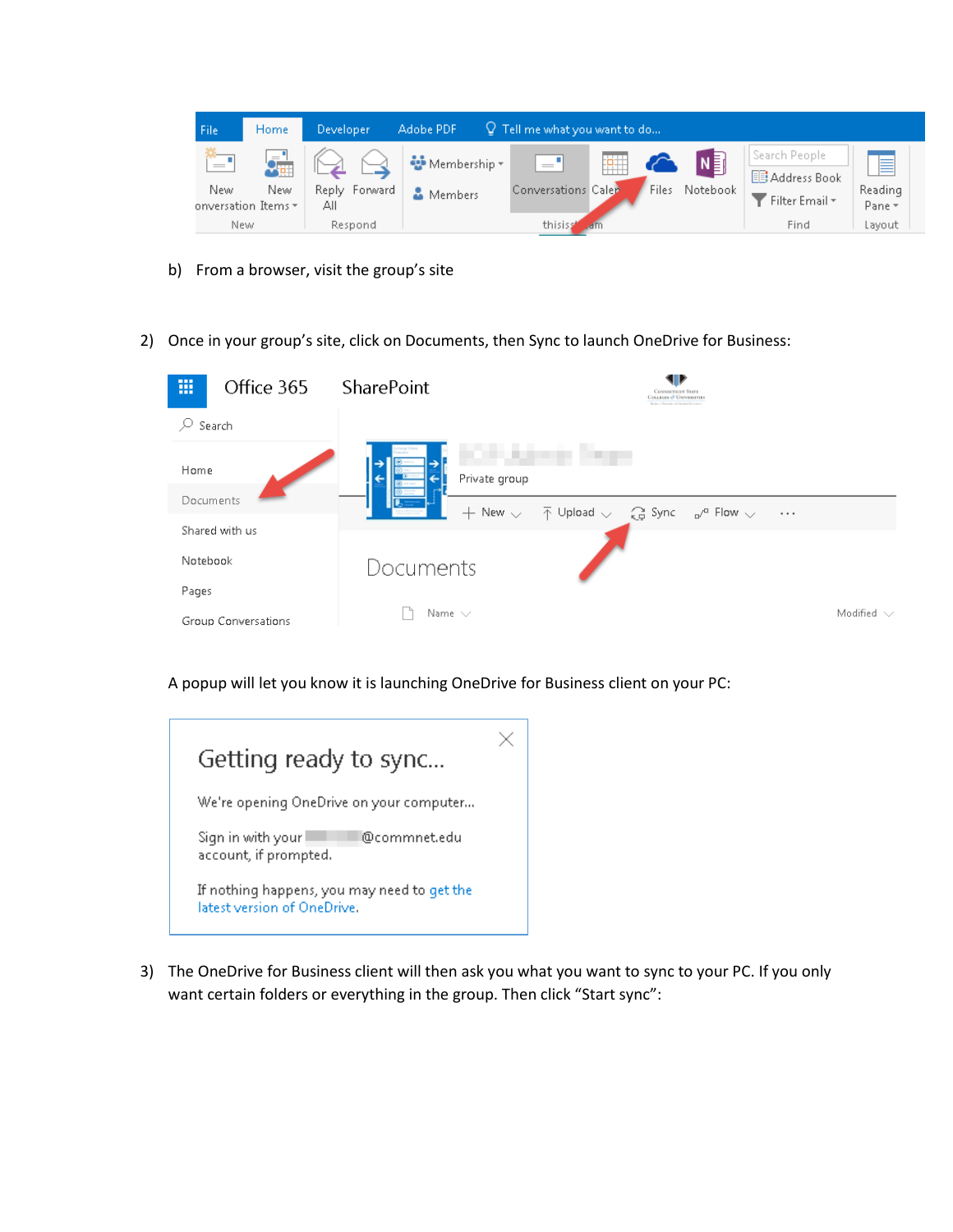b) From a browser, visit the group's site

2) Once in your group's site, click on Documents, then Sync to launch OneDrive for Business:

A popup will let you know it is launching OneDrive for Business client on your PC:

3) The OneDrive for Business client will then ask you what you want to sync to your PC. If you only want certain folders or everything in the group. Then click "Start sync":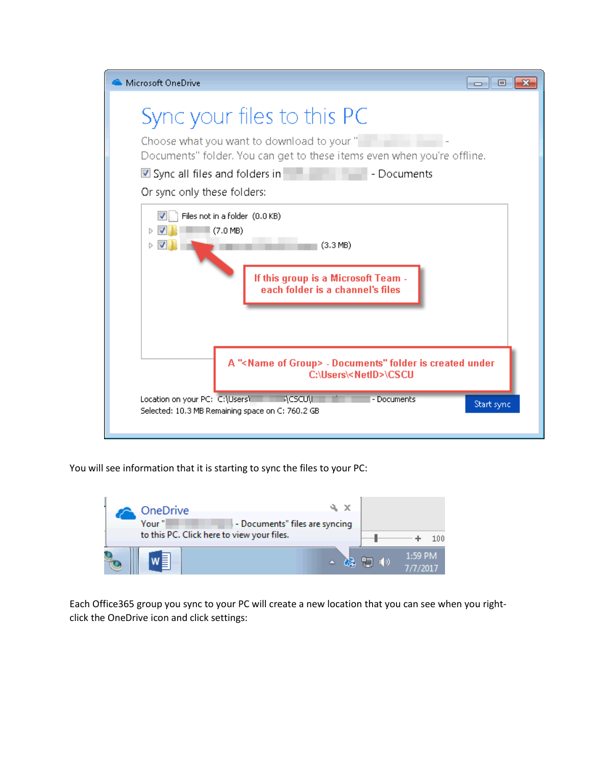You will see information that it is starting to sync the files to your PC:

Each Office365 group you sync to your PC will create a new location that you can see when you right-click the OneDrive icon and click settings: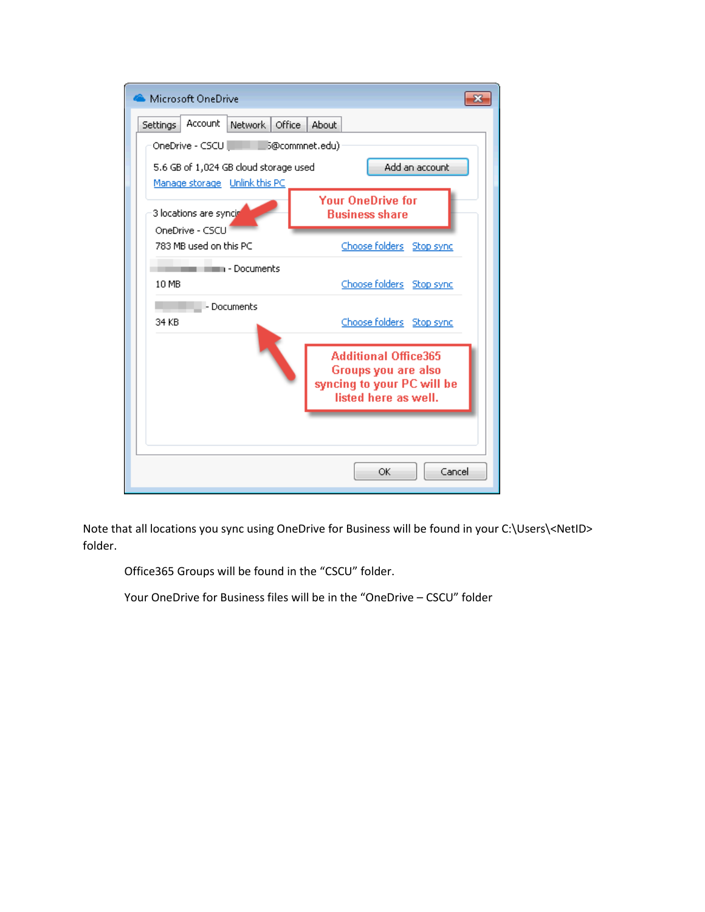Note that all locations you sync using OneDrive for Business will be found in your C:\Users\<NetID> folder.

> Office365 Groups will be found in the “CSCU” folder.
>
> Your OneDrive for Business files will be in the “OneDrive – CSCU” folder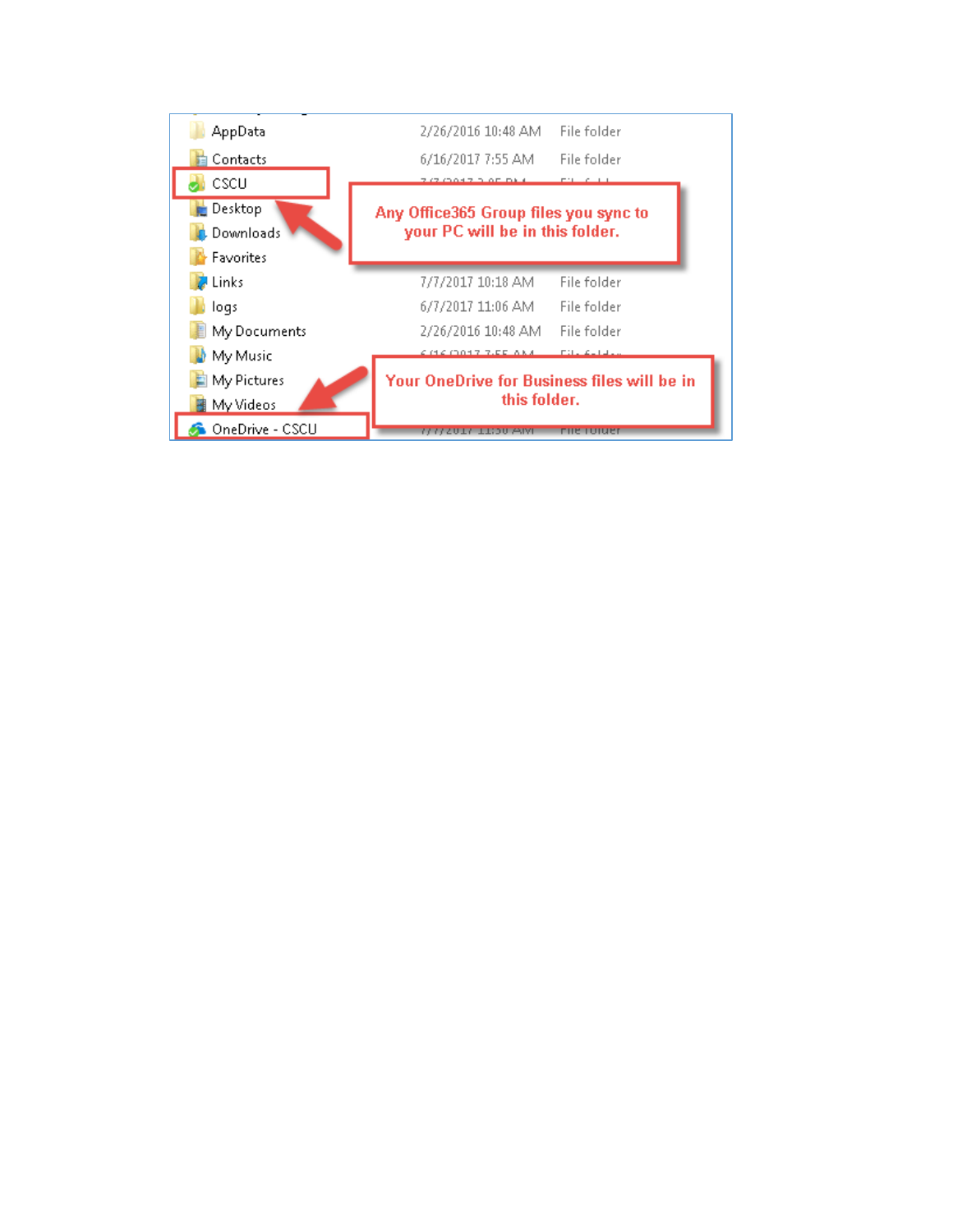| | | |
|---|---|---|
| AppData | 2/26/2016 10:48 AM | File folder |
| Contacts | 6/16/2017 7:55 AM | File folder |
| CSCU | 7/7/2017 3:05 PM | File folder |
| Desktop | | |
| Downloads | | |
| Favorites | | |
| Links | 7/7/2017 10:18 AM | File folder |
| logs | 6/7/2017 11:06 AM | File folder |
| My Documents | 2/26/2016 10:48 AM | File folder |
| My Music | 6/16/2017 7:55 AM | File folder |
| My Pictures | | |
| My Videos | | |
| OneDrive - CSCU | 7/7/2017 11:30 AM | File folder |

Any Office365 Group files you sync to your PC will be in this folder.

Your OneDrive for Business files will be in this folder.